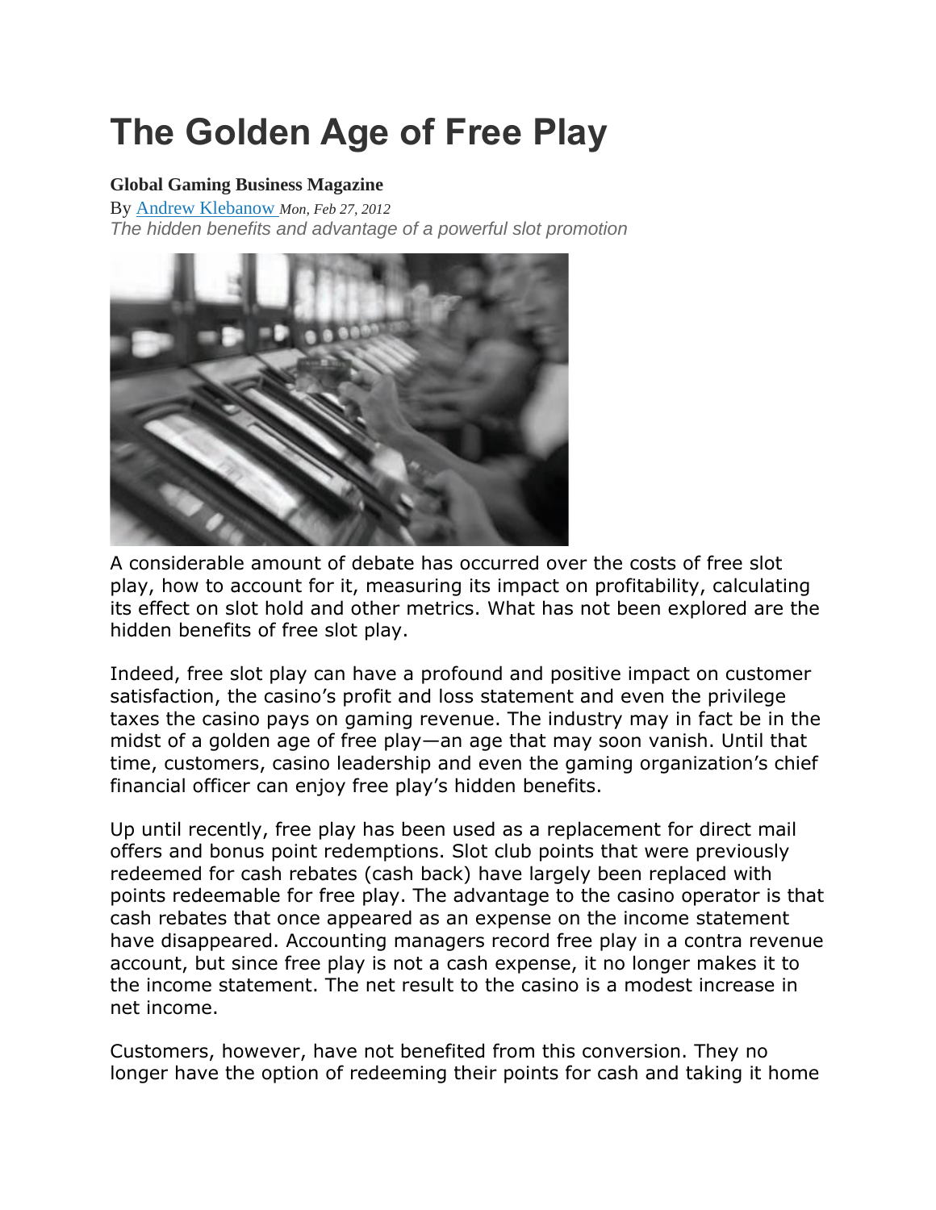# The Golden Age of Free Play

**Global Gaming Business Magazine**

By Andrew Klebanow *Mon, Feb 27, 2012*

*The hidden benefits and advantage of a powerful slot promotion*

A considerable amount of debate has occurred over the costs of free slot play, how to account for it, measuring its impact on profitability, calculating its effect on slot hold and other metrics. What has not been explored are the hidden benefits of free slot play.

Indeed, free slot play can have a profound and positive impact on customer satisfaction, the casino's profit and loss statement and even the privilege taxes the casino pays on gaming revenue. The industry may in fact be in the midst of a golden age of free play—an age that may soon vanish. Until that time, customers, casino leadership and even the gaming organization's chief financial officer can enjoy free play's hidden benefits.

Up until recently, free play has been used as a replacement for direct mail offers and bonus point redemptions. Slot club points that were previously redeemed for cash rebates (cash back) have largely been replaced with points redeemable for free play. The advantage to the casino operator is that cash rebates that once appeared as an expense on the income statement have disappeared. Accounting managers record free play in a contra revenue account, but since free play is not a cash expense, it no longer makes it to the income statement. The net result to the casino is a modest increase in net income.

Customers, however, have not benefited from this conversion. They no longer have the option of redeeming their points for cash and taking it home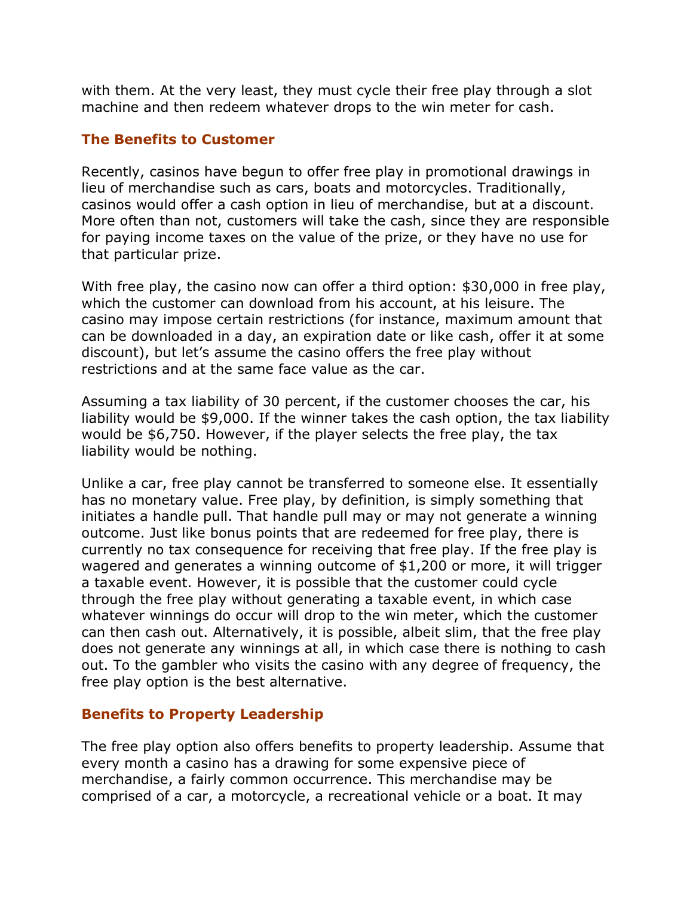with them. At the very least, they must cycle their free play through a slot machine and then redeem whatever drops to the win meter for cash.

### The Benefits to Customer

Recently, casinos have begun to offer free play in promotional drawings in lieu of merchandise such as cars, boats and motorcycles. Traditionally, casinos would offer a cash option in lieu of merchandise, but at a discount. More often than not, customers will take the cash, since they are responsible for paying income taxes on the value of the prize, or they have no use for that particular prize.

With free play, the casino now can offer a third option: $30,000 in free play, which the customer can download from his account, at his leisure. The casino may impose certain restrictions (for instance, maximum amount that can be downloaded in a day, an expiration date or like cash, offer it at some discount), but let's assume the casino offers the free play without restrictions and at the same face value as the car.

Assuming a tax liability of 30 percent, if the customer chooses the car, his liability would be $9,000. If the winner takes the cash option, the tax liability would be $6,750. However, if the player selects the free play, the tax liability would be nothing.

Unlike a car, free play cannot be transferred to someone else. It essentially has no monetary value. Free play, by definition, is simply something that initiates a handle pull. That handle pull may or may not generate a winning outcome. Just like bonus points that are redeemed for free play, there is currently no tax consequence for receiving that free play. If the free play is wagered and generates a winning outcome of $1,200 or more, it will trigger a taxable event. However, it is possible that the customer could cycle through the free play without generating a taxable event, in which case whatever winnings do occur will drop to the win meter, which the customer can then cash out. Alternatively, it is possible, albeit slim, that the free play does not generate any winnings at all, in which case there is nothing to cash out. To the gambler who visits the casino with any degree of frequency, the free play option is the best alternative.

### Benefits to Property Leadership

The free play option also offers benefits to property leadership. Assume that every month a casino has a drawing for some expensive piece of merchandise, a fairly common occurrence. This merchandise may be comprised of a car, a motorcycle, a recreational vehicle or a boat. It may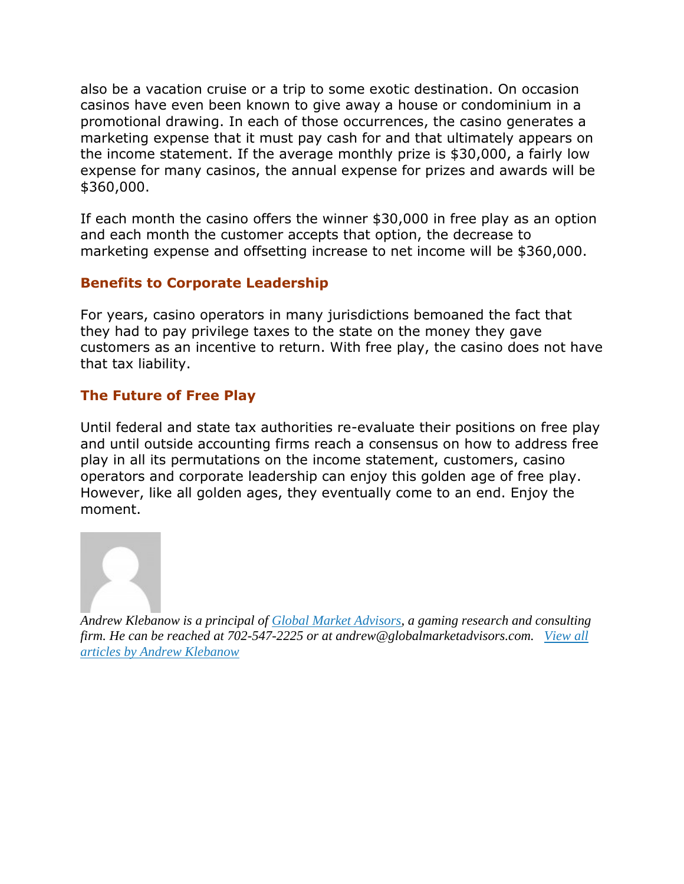also be a vacation cruise or a trip to some exotic destination. On occasion casinos have even been known to give away a house or condominium in a promotional drawing. In each of those occurrences, the casino generates a marketing expense that it must pay cash for and that ultimately appears on the income statement. If the average monthly prize is $30,000, a fairly low expense for many casinos, the annual expense for prizes and awards will be $360,000.

If each month the casino offers the winner $30,000 in free play as an option and each month the customer accepts that option, the decrease to marketing expense and offsetting increase to net income will be $360,000.

### Benefits to Corporate Leadership

For years, casino operators in many jurisdictions bemoaned the fact that they had to pay privilege taxes to the state on the money they gave customers as an incentive to return. With free play, the casino does not have that tax liability.

### The Future of Free Play

Until federal and state tax authorities re-evaluate their positions on free play and until outside accounting firms reach a consensus on how to address free play in all its permutations on the income statement, customers, casino operators and corporate leadership can enjoy this golden age of free play. However, like all golden ages, they eventually come to an end. Enjoy the moment.

*Andrew Klebanow is a principal of [Global Market Advisors](), a gaming research and consulting firm. He can be reached at 702-547-2225 or at andrew@globalmarketadvisors.com.* [*View all articles by Andrew Klebanow*]()